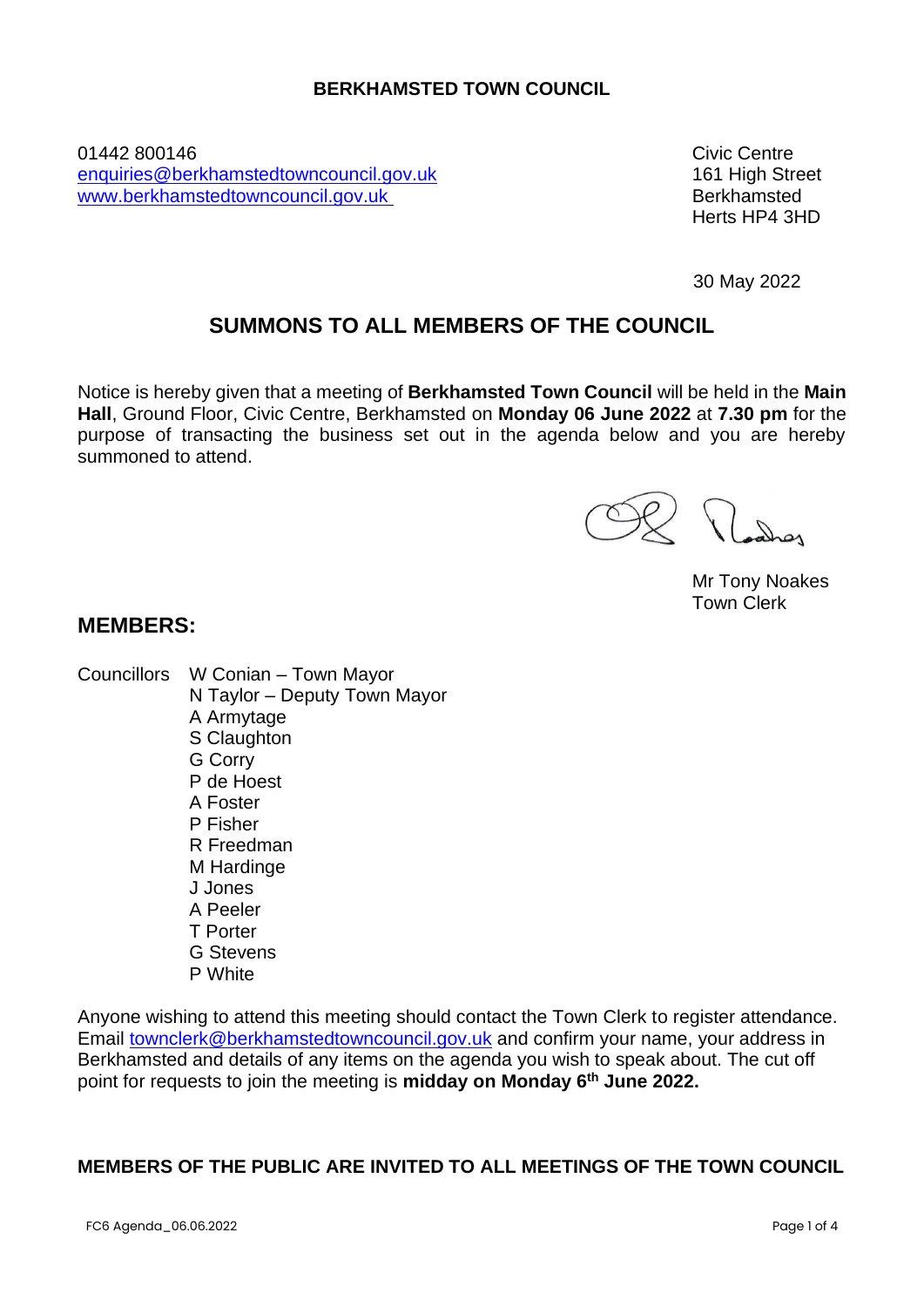**BERKHAMSTED TOWN COUNCIL**

01442 800146
[enquiries@berkhamstedtowncouncil.gov.uk](mailto:enquiries@berkhamstedtowncouncil.gov.uk)
[www.berkhamstedtowncouncil.gov.uk](http://www.berkhamstedtowncouncil.gov.uk)

Civic Centre
161 High Street
Berkhamsted
Herts HP4 3HD

30 May 2022

## SUMMONS TO ALL MEMBERS OF THE COUNCIL

Notice is hereby given that a meeting of **Berkhamsted Town Council** will be held in the **Main Hall**, Ground Floor, Civic Centre, Berkhamsted on **Monday 06 June 2022** at **7.30 pm** for the purpose of transacting the business set out in the agenda below and you are hereby summoned to attend.

Mr Tony Noakes
Town Clerk

## MEMBERS:

Councillors
- W Conian – Town Mayor
- N Taylor – Deputy Town Mayor
- A Armytage
- S Claughton
- G Corry
- P de Hoest
- A Foster
- P Fisher
- R Freedman
- M Hardinge
- J Jones
- A Peeler
- T Porter
- G Stevens
- P White

Anyone wishing to attend this meeting should contact the Town Clerk to register attendance. Email [townclerk@berkhamstedtowncouncil.gov.uk](mailto:townclerk@berkhamstedtowncouncil.gov.uk) and confirm your name, your address in Berkhamsted and details of any items on the agenda you wish to speak about. The cut off point for requests to join the meeting is **midday on Monday 6th June 2022.**

**MEMBERS OF THE PUBLIC ARE INVITED TO ALL MEETINGS OF THE TOWN COUNCIL**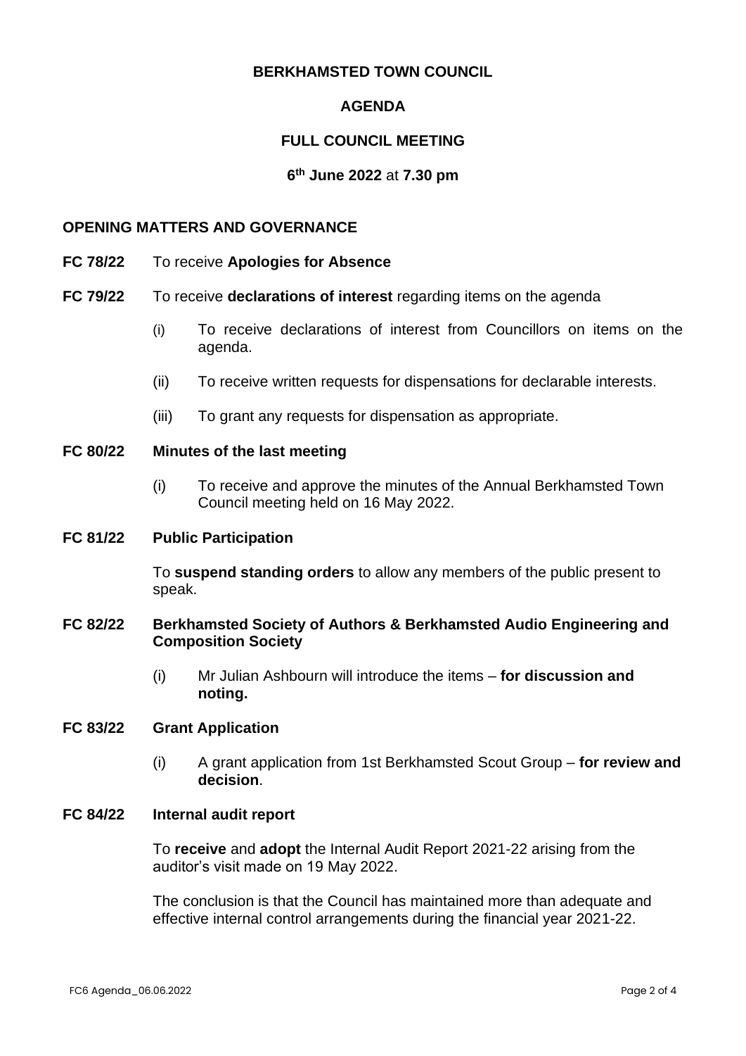# BERKHAMSTED TOWN COUNCIL

## AGENDA

## FULL COUNCIL MEETING

### 6th June 2022 at 7.30 pm

## OPENING MATTERS AND GOVERNANCE

**FC 78/22** To receive **Apologies for Absence**

**FC 79/22** To receive **declarations of interest** regarding items on the agenda

- (i) To receive declarations of interest from Councillors on items on the agenda.
- (ii) To receive written requests for dispensations for declarable interests.
- (iii) To grant any requests for dispensation as appropriate.

**FC 80/22 Minutes of the last meeting**

- (i) To receive and approve the minutes of the Annual Berkhamsted Town Council meeting held on 16 May 2022.

**FC 81/22 Public Participation**

To **suspend standing orders** to allow any members of the public present to speak.

**FC 82/22 Berkhamsted Society of Authors & Berkhamsted Audio Engineering and Composition Society**

- (i) Mr Julian Ashbourn will introduce the items – **for discussion and noting.**

**FC 83/22 Grant Application**

- (i) A grant application from 1st Berkhamsted Scout Group – **for review and decision**.

**FC 84/22 Internal audit report**

To **receive** and **adopt** the Internal Audit Report 2021-22 arising from the auditor's visit made on 19 May 2022.

The conclusion is that the Council has maintained more than adequate and effective internal control arrangements during the financial year 2021-22.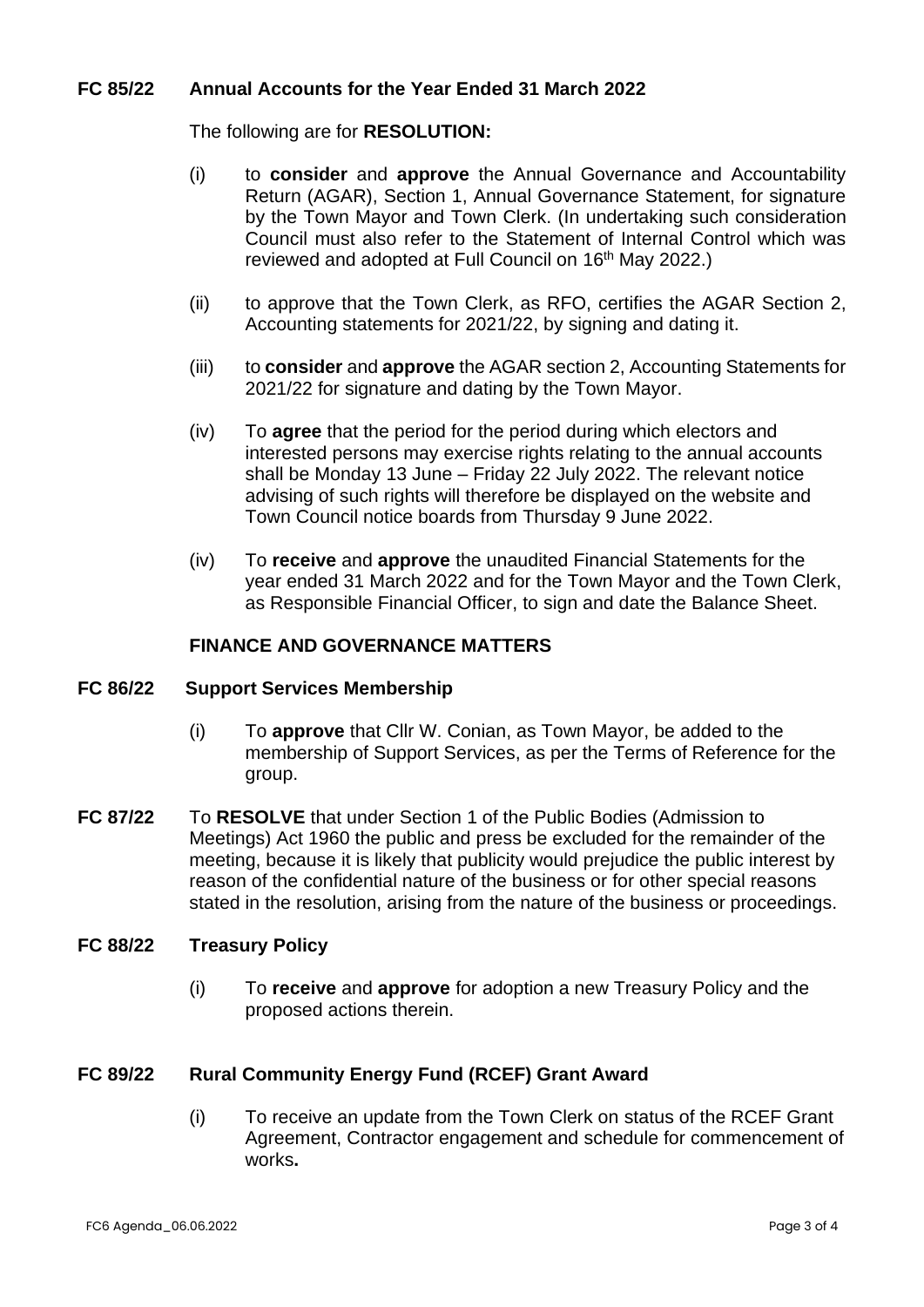### FC 85/22 Annual Accounts for the Year Ended 31 March 2022

The following are for **RESOLUTION:**

(i) to **consider** and **approve** the Annual Governance and Accountability Return (AGAR), Section 1, Annual Governance Statement, for signature by the Town Mayor and Town Clerk. (In undertaking such consideration Council must also refer to the Statement of Internal Control which was reviewed and adopted at Full Council on 16th May 2022.)

(ii) to approve that the Town Clerk, as RFO, certifies the AGAR Section 2, Accounting statements for 2021/22, by signing and dating it.

(iii) to **consider** and **approve** the AGAR section 2, Accounting Statements for 2021/22 for signature and dating by the Town Mayor.

(iv) To **agree** that the period for the period during which electors and interested persons may exercise rights relating to the annual accounts shall be Monday 13 June – Friday 22 July 2022. The relevant notice advising of such rights will therefore be displayed on the website and Town Council notice boards from Thursday 9 June 2022.

(iv) To **receive** and **approve** the unaudited Financial Statements for the year ended 31 March 2022 and for the Town Mayor and the Town Clerk, as Responsible Financial Officer, to sign and date the Balance Sheet.

## FINANCE AND GOVERNANCE MATTERS

### FC 86/22 Support Services Membership

(i) To **approve** that Cllr W. Conian, as Town Mayor, be added to the membership of Support Services, as per the Terms of Reference for the group.

**FC 87/22** To **RESOLVE** that under Section 1 of the Public Bodies (Admission to Meetings) Act 1960 the public and press be excluded for the remainder of the meeting, because it is likely that publicity would prejudice the public interest by reason of the confidential nature of the business or for other special reasons stated in the resolution, arising from the nature of the business or proceedings.

### FC 88/22 Treasury Policy

(i) To **receive** and **approve** for adoption a new Treasury Policy and the proposed actions therein.

### FC 89/22 Rural Community Energy Fund (RCEF) Grant Award

(i) To receive an update from the Town Clerk on status of the RCEF Grant Agreement, Contractor engagement and schedule for commencement of works**.**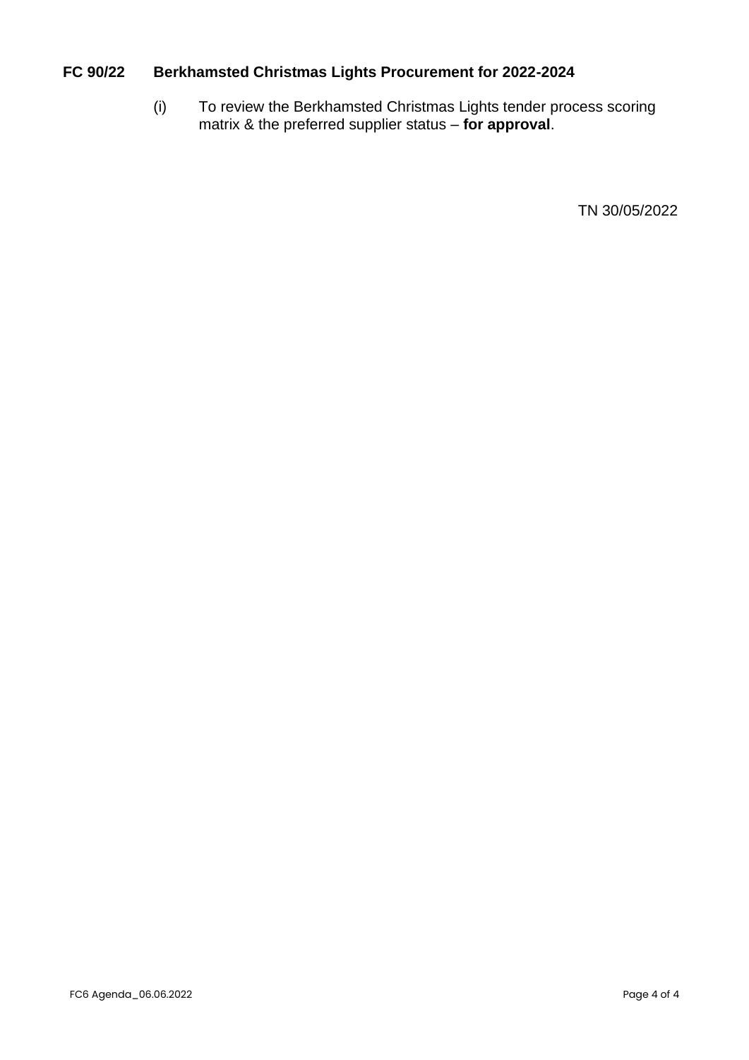**FC 90/22 Berkhamsted Christmas Lights Procurement for 2022-2024**

(i) To review the Berkhamsted Christmas Lights tender process scoring matrix & the preferred supplier status – **for approval**.

TN 30/05/2022